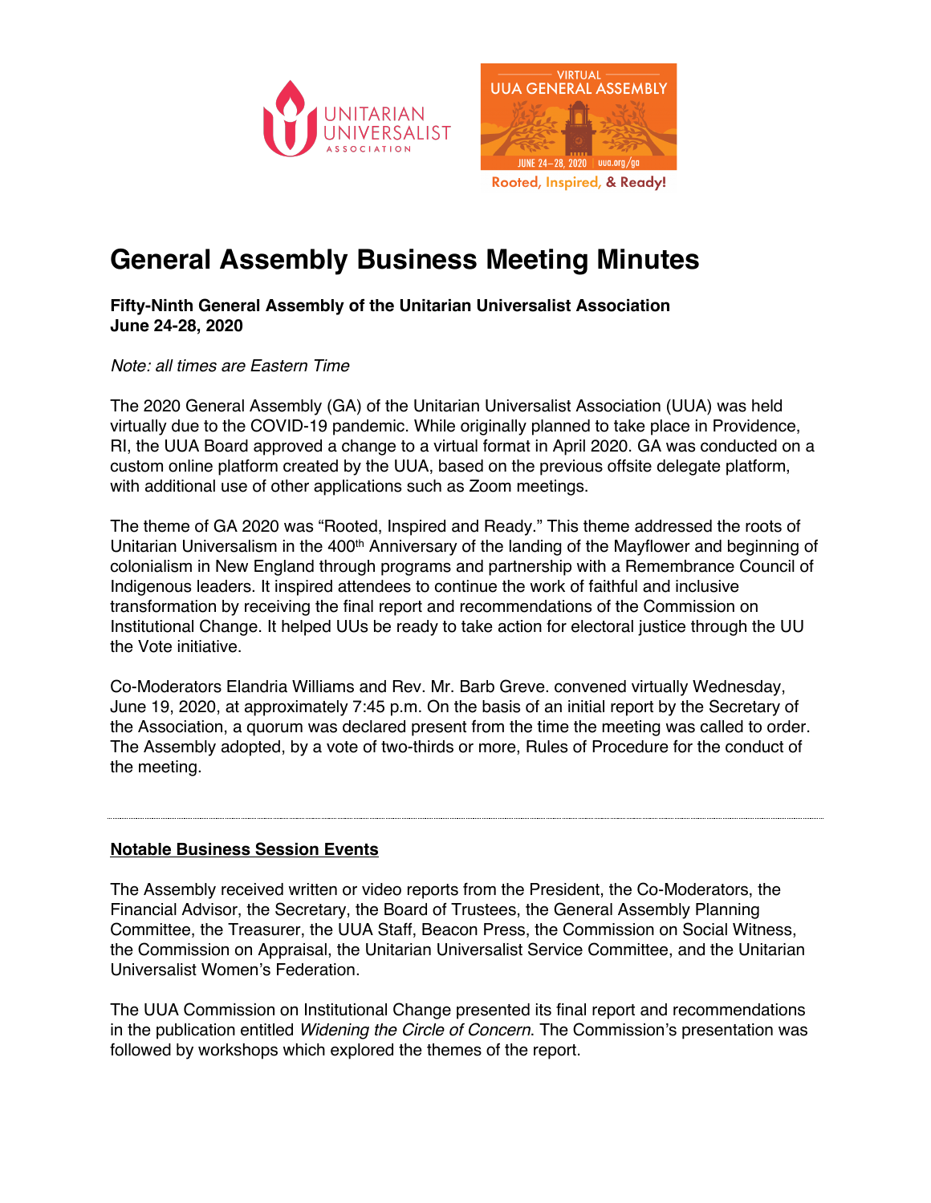# General Assembly Business Meeting Minutes

**Fifty-Ninth General Assembly of the Unitarian Universalist Association**
**June 24-28, 2020**

*Note: all times are Eastern Time*

The 2020 General Assembly (GA) of the Unitarian Universalist Association (UUA) was held virtually due to the COVID-19 pandemic. While originally planned to take place in Providence, RI, the UUA Board approved a change to a virtual format in April 2020. GA was conducted on a custom online platform created by the UUA, based on the previous offsite delegate platform, with additional use of other applications such as Zoom meetings.

The theme of GA 2020 was "Rooted, Inspired and Ready." This theme addressed the roots of Unitarian Universalism in the 400th Anniversary of the landing of the Mayflower and beginning of colonialism in New England through programs and partnership with a Remembrance Council of Indigenous leaders. It inspired attendees to continue the work of faithful and inclusive transformation by receiving the final report and recommendations of the Commission on Institutional Change. It helped UUs be ready to take action for electoral justice through the UU the Vote initiative.

Co-Moderators Elandria Williams and Rev. Mr. Barb Greve. convened virtually Wednesday, June 19, 2020, at approximately 7:45 p.m. On the basis of an initial report by the Secretary of the Association, a quorum was declared present from the time the meeting was called to order. The Assembly adopted, by a vote of two-thirds or more, Rules of Procedure for the conduct of the meeting.

---

## Notable Business Session Events

The Assembly received written or video reports from the President, the Co-Moderators, the Financial Advisor, the Secretary, the Board of Trustees, the General Assembly Planning Committee, the Treasurer, the UUA Staff, Beacon Press, the Commission on Social Witness, the Commission on Appraisal, the Unitarian Universalist Service Committee, and the Unitarian Universalist Women's Federation.

The UUA Commission on Institutional Change presented its final report and recommendations in the publication entitled *Widening the Circle of Concern*. The Commission's presentation was followed by workshops which explored the themes of the report.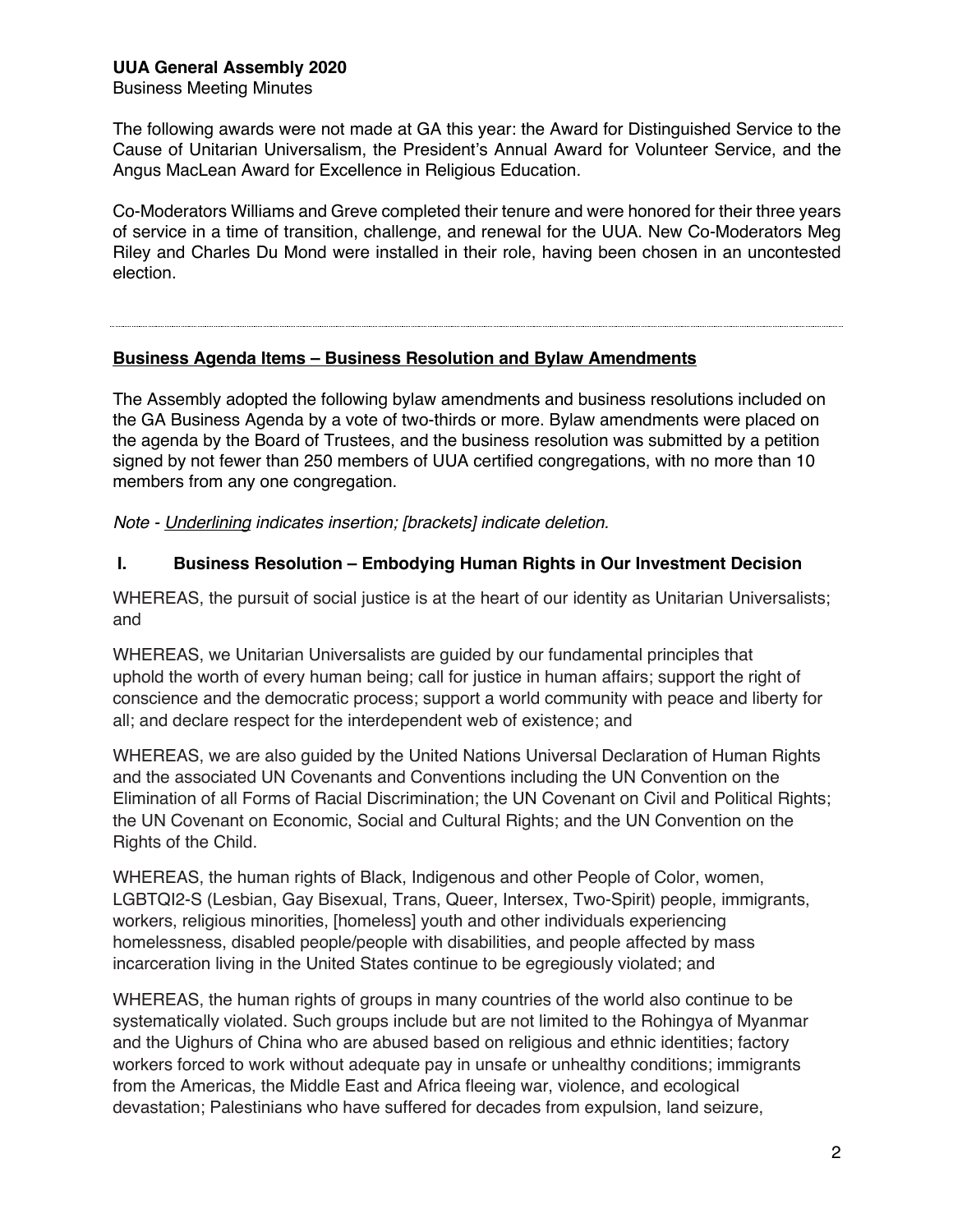The following awards were not made at GA this year: the Award for Distinguished Service to the Cause of Unitarian Universalism, the President's Annual Award for Volunteer Service, and the Angus MacLean Award for Excellence in Religious Education.

Co-Moderators Williams and Greve completed their tenure and were honored for their three years of service in a time of transition, challenge, and renewal for the UUA. New Co-Moderators Meg Riley and Charles Du Mond were installed in their role, having been chosen in an uncontested election.

---

## <u>Business Agenda Items – Business Resolution and Bylaw Amendments</u>

The Assembly adopted the following bylaw amendments and business resolutions included on the GA Business Agenda by a vote of two-thirds or more. Bylaw amendments were placed on the agenda by the Board of Trustees, and the business resolution was submitted by a petition signed by not fewer than 250 members of UUA certified congregations, with no more than 10 members from any one congregation.

*Note - <u>Underlining</u> indicates insertion; [brackets] indicate deletion.*

### I. Business Resolution – Embodying Human Rights in Our Investment Decision

WHEREAS, the pursuit of social justice is at the heart of our identity as Unitarian Universalists; and

WHEREAS, we Unitarian Universalists are guided by our fundamental principles that uphold the worth of every human being; call for justice in human affairs; support the right of conscience and the democratic process; support a world community with peace and liberty for all; and declare respect for the interdependent web of existence; and

WHEREAS, we are also guided by the United Nations Universal Declaration of Human Rights and the associated UN Covenants and Conventions including the UN Convention on the Elimination of all Forms of Racial Discrimination; the UN Covenant on Civil and Political Rights; the UN Covenant on Economic, Social and Cultural Rights; and the UN Convention on the Rights of the Child.

WHEREAS, the human rights of Black, Indigenous and other People of Color, women, LGBTQI2-S (Lesbian, Gay Bisexual, Trans, Queer, Intersex, Two-Spirit) people, immigrants, workers, religious minorities, [homeless] youth and other individuals experiencing homelessness, disabled people/people with disabilities, and people affected by mass incarceration living in the United States continue to be egregiously violated; and

WHEREAS, the human rights of groups in many countries of the world also continue to be systematically violated. Such groups include but are not limited to the Rohingya of Myanmar and the Uighurs of China who are abused based on religious and ethnic identities; factory workers forced to work without adequate pay in unsafe or unhealthy conditions; immigrants from the Americas, the Middle East and Africa fleeing war, violence, and ecological devastation; Palestinians who have suffered for decades from expulsion, land seizure,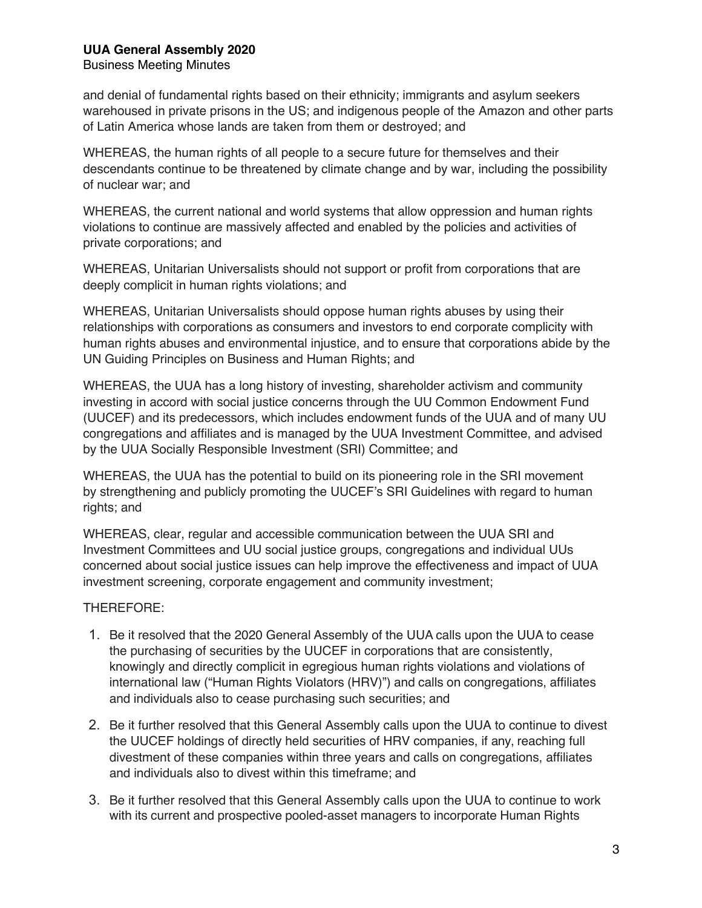and denial of fundamental rights based on their ethnicity; immigrants and asylum seekers warehoused in private prisons in the US; and indigenous people of the Amazon and other parts of Latin America whose lands are taken from them or destroyed; and

WHEREAS, the human rights of all people to a secure future for themselves and their descendants continue to be threatened by climate change and by war, including the possibility of nuclear war; and

WHEREAS, the current national and world systems that allow oppression and human rights violations to continue are massively affected and enabled by the policies and activities of private corporations; and

WHEREAS, Unitarian Universalists should not support or profit from corporations that are deeply complicit in human rights violations; and

WHEREAS, Unitarian Universalists should oppose human rights abuses by using their relationships with corporations as consumers and investors to end corporate complicity with human rights abuses and environmental injustice, and to ensure that corporations abide by the UN Guiding Principles on Business and Human Rights; and

WHEREAS, the UUA has a long history of investing, shareholder activism and community investing in accord with social justice concerns through the UU Common Endowment Fund (UUCEF) and its predecessors, which includes endowment funds of the UUA and of many UU congregations and affiliates and is managed by the UUA Investment Committee, and advised by the UUA Socially Responsible Investment (SRI) Committee; and

WHEREAS, the UUA has the potential to build on its pioneering role in the SRI movement by strengthening and publicly promoting the UUCEF's SRI Guidelines with regard to human rights; and

WHEREAS, clear, regular and accessible communication between the UUA SRI and Investment Committees and UU social justice groups, congregations and individual UUs concerned about social justice issues can help improve the effectiveness and impact of UUA investment screening, corporate engagement and community investment;

THEREFORE:

1. Be it resolved that the 2020 General Assembly of the UUA calls upon the UUA to cease the purchasing of securities by the UUCEF in corporations that are consistently, knowingly and directly complicit in egregious human rights violations and violations of international law ("Human Rights Violators (HRV)") and calls on congregations, affiliates and individuals also to cease purchasing such securities; and
2. Be it further resolved that this General Assembly calls upon the UUA to continue to divest the UUCEF holdings of directly held securities of HRV companies, if any, reaching full divestment of these companies within three years and calls on congregations, affiliates and individuals also to divest within this timeframe; and
3. Be it further resolved that this General Assembly calls upon the UUA to continue to work with its current and prospective pooled-asset managers to incorporate Human Rights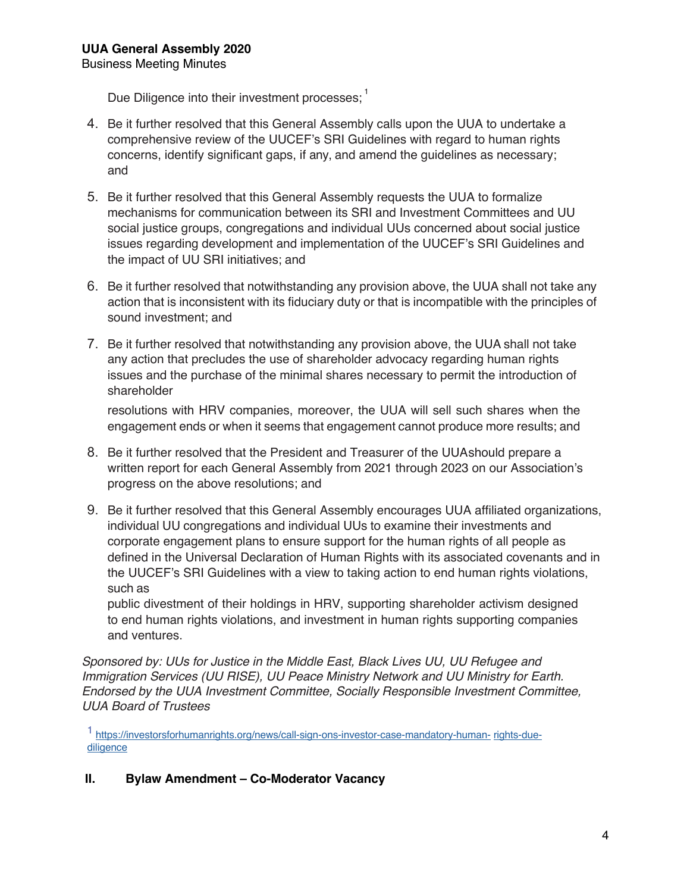Due Diligence into their investment processes;[1]

4. Be it further resolved that this General Assembly calls upon the UUA to undertake a comprehensive review of the UUCEF's SRI Guidelines with regard to human rights concerns, identify significant gaps, if any, and amend the guidelines as necessary; and

5. Be it further resolved that this General Assembly requests the UUA to formalize mechanisms for communication between its SRI and Investment Committees and UU social justice groups, congregations and individual UUs concerned about social justice issues regarding development and implementation of the UUCEF's SRI Guidelines and the impact of UU SRI initiatives; and

6. Be it further resolved that notwithstanding any provision above, the UUA shall not take any action that is inconsistent with its fiduciary duty or that is incompatible with the principles of sound investment; and

7. Be it further resolved that notwithstanding any provision above, the UUA shall not take any action that precludes the use of shareholder advocacy regarding human rights issues and the purchase of the minimal shares necessary to permit the introduction of shareholder resolutions with HRV companies, moreover, the UUA will sell such shares when the engagement ends or when it seems that engagement cannot produce more results; and

8. Be it further resolved that the President and Treasurer of the UUAshould prepare a written report for each General Assembly from 2021 through 2023 on our Association's progress on the above resolutions; and

9. Be it further resolved that this General Assembly encourages UUA affiliated organizations, individual UU congregations and individual UUs to examine their investments and corporate engagement plans to ensure support for the human rights of all people as defined in the Universal Declaration of Human Rights with its associated covenants and in the UUCEF's SRI Guidelines with a view to taking action to end human rights violations, such as public divestment of their holdings in HRV, supporting shareholder activism designed to end human rights violations, and investment in human rights supporting companies and ventures.

*Sponsored by: UUs for Justice in the Middle East, Black Lives UU, UU Refugee and Immigration Services (UU RISE), UU Peace Ministry Network and UU Ministry for Earth. Endorsed by the UUA Investment Committee, Socially Responsible Investment Committee, UUA Board of Trustees*

[1] https://investorsforhumanrights.org/news/call-sign-ons-investor-case-mandatory-human- rights-due-diligence

## II. Bylaw Amendment – Co-Moderator Vacancy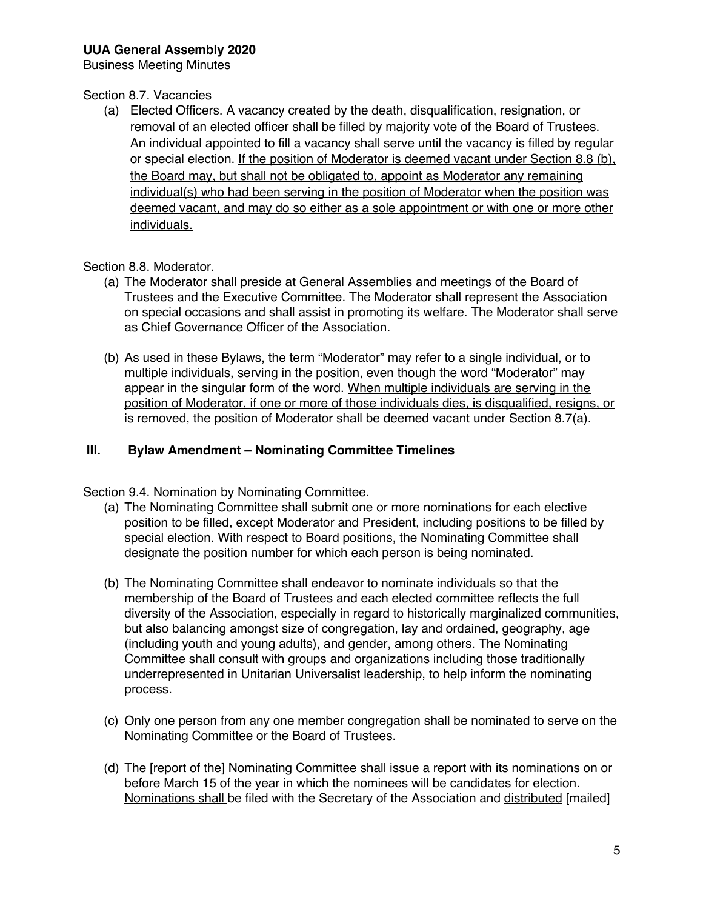Section 8.7. Vacancies

(a) Elected Officers. A vacancy created by the death, disqualification, resignation, or removal of an elected officer shall be filled by majority vote of the Board of Trustees. An individual appointed to fill a vacancy shall serve until the vacancy is filled by regular or special election. <u>If the position of Moderator is deemed vacant under Section 8.8 (b), the Board may, but shall not be obligated to, appoint as Moderator any remaining individual(s) who had been serving in the position of Moderator when the position was deemed vacant, and may do so either as a sole appointment or with one or more other individuals.</u>

Section 8.8. Moderator.

(a) The Moderator shall preside at General Assemblies and meetings of the Board of Trustees and the Executive Committee. The Moderator shall represent the Association on special occasions and shall assist in promoting its welfare. The Moderator shall serve as Chief Governance Officer of the Association.

(b) As used in these Bylaws, the term "Moderator" may refer to a single individual, or to multiple individuals, serving in the position, even though the word "Moderator" may appear in the singular form of the word. <u>When multiple individuals are serving in the position of Moderator, if one or more of those individuals dies, is disqualified, resigns, or is removed, the position of Moderator shall be deemed vacant under Section 8.7(a).</u>

## III. Bylaw Amendment – Nominating Committee Timelines

Section 9.4. Nomination by Nominating Committee.

(a) The Nominating Committee shall submit one or more nominations for each elective position to be filled, except Moderator and President, including positions to be filled by special election. With respect to Board positions, the Nominating Committee shall designate the position number for which each person is being nominated.

(b) The Nominating Committee shall endeavor to nominate individuals so that the membership of the Board of Trustees and each elected committee reflects the full diversity of the Association, especially in regard to historically marginalized communities, but also balancing amongst size of congregation, lay and ordained, geography, age (including youth and young adults), and gender, among others. The Nominating Committee shall consult with groups and organizations including those traditionally underrepresented in Unitarian Universalist leadership, to help inform the nominating process.

(c) Only one person from any one member congregation shall be nominated to serve on the Nominating Committee or the Board of Trustees.

(d) The [report of the] Nominating Committee shall <u>issue a report with its nominations on or before March 15 of the year in which the nominees will be candidates for election. Nominations shall</u> be filed with the Secretary of the Association and <u>distributed</u> [mailed]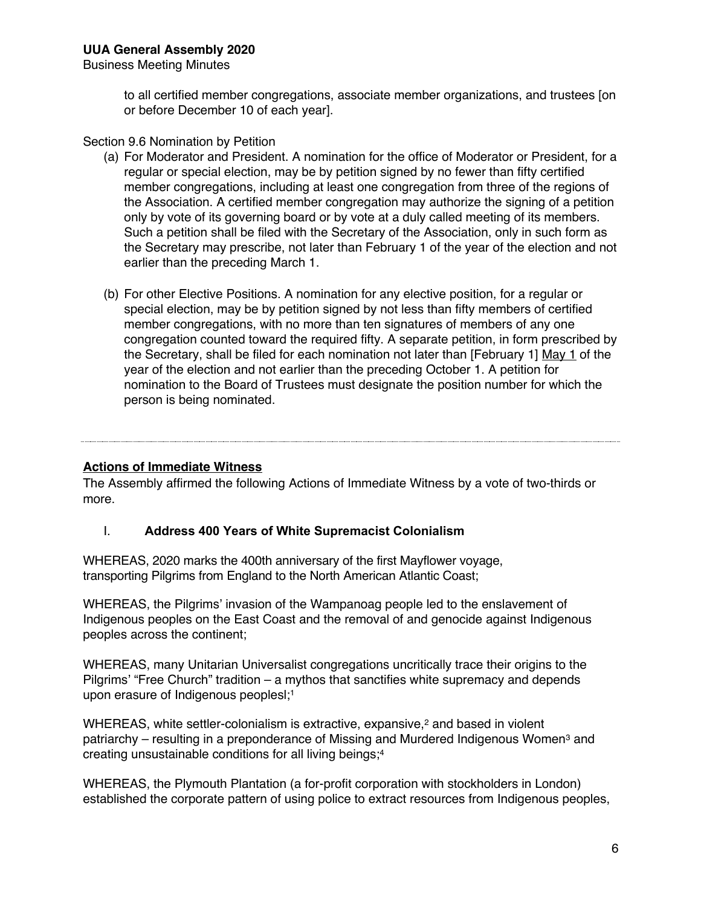to all certified member congregations, associate member organizations, and trustees [on or before December 10 of each year].

Section 9.6 Nomination by Petition

(a) For Moderator and President. A nomination for the office of Moderator or President, for a regular or special election, may be by petition signed by no fewer than fifty certified member congregations, including at least one congregation from three of the regions of the Association. A certified member congregation may authorize the signing of a petition only by vote of its governing board or by vote at a duly called meeting of its members. Such a petition shall be filed with the Secretary of the Association, only in such form as the Secretary may prescribe, not later than February 1 of the year of the election and not earlier than the preceding March 1.

(b) For other Elective Positions. A nomination for any elective position, for a regular or special election, may be by petition signed by not less than fifty members of certified member congregations, with no more than ten signatures of members of any one congregation counted toward the required fifty. A separate petition, in form prescribed by the Secretary, shall be filed for each nomination not later than [February 1] <u>May 1</u> of the year of the election and not earlier than the preceding October 1. A petition for nomination to the Board of Trustees must designate the position number for which the person is being nominated.

---

## Actions of Immediate Witness

The Assembly affirmed the following Actions of Immediate Witness by a vote of two-thirds or more.

### I. Address 400 Years of White Supremacist Colonialism

WHEREAS, 2020 marks the 400th anniversary of the first Mayflower voyage, transporting Pilgrims from England to the North American Atlantic Coast;

WHEREAS, the Pilgrims' invasion of the Wampanoag people led to the enslavement of Indigenous peoples on the East Coast and the removal of and genocide against Indigenous peoples across the continent;

WHEREAS, many Unitarian Universalist congregations uncritically trace their origins to the Pilgrims' "Free Church" tradition – a mythos that sanctifies white supremacy and depends upon erasure of Indigenous peoplesl;[1]

WHEREAS, white settler-colonialism is extractive, expansive,[2] and based in violent patriarchy – resulting in a preponderance of Missing and Murdered Indigenous Women[3] and creating unsustainable conditions for all living beings;[4]

WHEREAS, the Plymouth Plantation (a for-profit corporation with stockholders in London) established the corporate pattern of using police to extract resources from Indigenous peoples,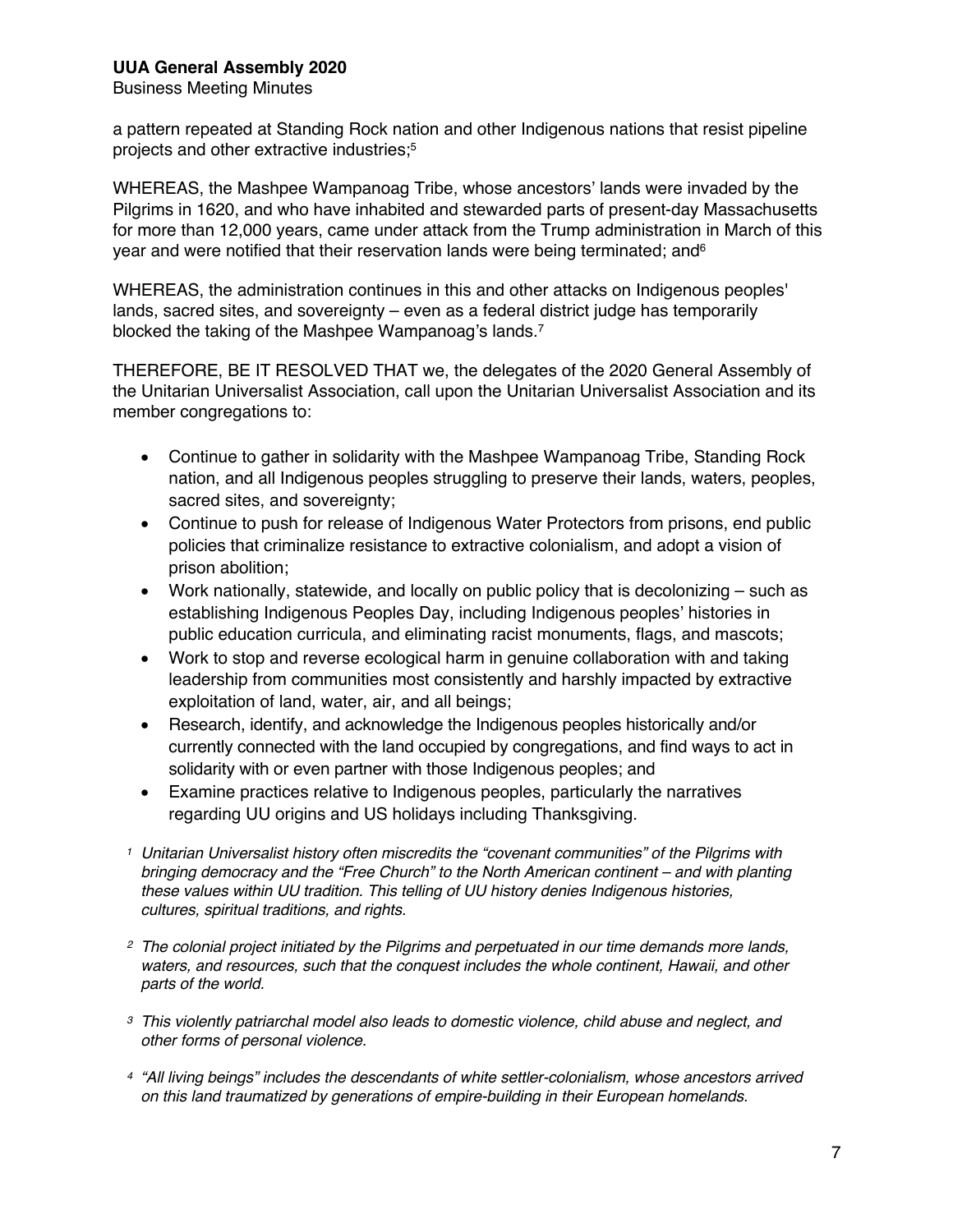a pattern repeated at Standing Rock nation and other Indigenous nations that resist pipeline projects and other extractive industries;[5]

WHEREAS, the Mashpee Wampanoag Tribe, whose ancestors' lands were invaded by the Pilgrims in 1620, and who have inhabited and stewarded parts of present-day Massachusetts for more than 12,000 years, came under attack from the Trump administration in March of this year and were notified that their reservation lands were being terminated; and[6]

WHEREAS, the administration continues in this and other attacks on Indigenous peoples' lands, sacred sites, and sovereignty – even as a federal district judge has temporarily blocked the taking of the Mashpee Wampanoag's lands.[7]

THEREFORE, BE IT RESOLVED THAT we, the delegates of the 2020 General Assembly of the Unitarian Universalist Association, call upon the Unitarian Universalist Association and its member congregations to:

- Continue to gather in solidarity with the Mashpee Wampanoag Tribe, Standing Rock nation, and all Indigenous peoples struggling to preserve their lands, waters, peoples, sacred sites, and sovereignty;
- Continue to push for release of Indigenous Water Protectors from prisons, end public policies that criminalize resistance to extractive colonialism, and adopt a vision of prison abolition;
- Work nationally, statewide, and locally on public policy that is decolonizing – such as establishing Indigenous Peoples Day, including Indigenous peoples' histories in public education curricula, and eliminating racist monuments, flags, and mascots;
- Work to stop and reverse ecological harm in genuine collaboration with and taking leadership from communities most consistently and harshly impacted by extractive exploitation of land, water, air, and all beings;
- Research, identify, and acknowledge the Indigenous peoples historically and/or currently connected with the land occupied by congregations, and find ways to act in solidarity with or even partner with those Indigenous peoples; and
- Examine practices relative to Indigenous peoples, particularly the narratives regarding UU origins and US holidays including Thanksgiving.

[1] *Unitarian Universalist history often miscredits the "covenant communities" of the Pilgrims with bringing democracy and the "Free Church" to the North American continent – and with planting these values within UU tradition. This telling of UU history denies Indigenous histories, cultures, spiritual traditions, and rights.*

[2] *The colonial project initiated by the Pilgrims and perpetuated in our time demands more lands, waters, and resources, such that the conquest includes the whole continent, Hawaii, and other parts of the world.*

[3] *This violently patriarchal model also leads to domestic violence, child abuse and neglect, and other forms of personal violence.*

[4] *"All living beings" includes the descendants of white settler-colonialism, whose ancestors arrived on this land traumatized by generations of empire-building in their European homelands.*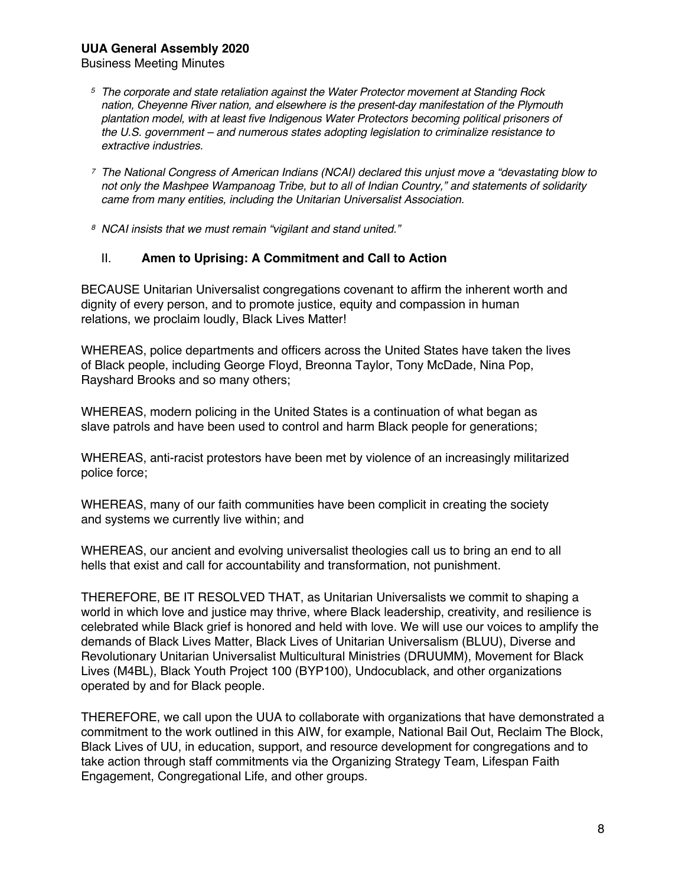[5] *The corporate and state retaliation against the Water Protector movement at Standing Rock nation, Cheyenne River nation, and elsewhere is the present-day manifestation of the Plymouth plantation model, with at least five Indigenous Water Protectors becoming political prisoners of the U.S. government – and numerous states adopting legislation to criminalize resistance to extractive industries.*

[7] *The National Congress of American Indians (NCAI) declared this unjust move a "devastating blow to not only the Mashpee Wampanoag Tribe, but to all of Indian Country," and statements of solidarity came from many entities, including the Unitarian Universalist Association.*

[8] *NCAI insists that we must remain "vigilant and stand united."*

## II. **Amen to Uprising: A Commitment and Call to Action**

BECAUSE Unitarian Universalist congregations covenant to affirm the inherent worth and dignity of every person, and to promote justice, equity and compassion in human relations, we proclaim loudly, Black Lives Matter!

WHEREAS, police departments and officers across the United States have taken the lives of Black people, including George Floyd, Breonna Taylor, Tony McDade, Nina Pop, Rayshard Brooks and so many others;

WHEREAS, modern policing in the United States is a continuation of what began as slave patrols and have been used to control and harm Black people for generations;

WHEREAS, anti-racist protestors have been met by violence of an increasingly militarized police force;

WHEREAS, many of our faith communities have been complicit in creating the society and systems we currently live within; and

WHEREAS, our ancient and evolving universalist theologies call us to bring an end to all hells that exist and call for accountability and transformation, not punishment.

THEREFORE, BE IT RESOLVED THAT, as Unitarian Universalists we commit to shaping a world in which love and justice may thrive, where Black leadership, creativity, and resilience is celebrated while Black grief is honored and held with love. We will use our voices to amplify the demands of Black Lives Matter, Black Lives of Unitarian Universalism (BLUU), Diverse and Revolutionary Unitarian Universalist Multicultural Ministries (DRUUMM), Movement for Black Lives (M4BL), Black Youth Project 100 (BYP100), Undocublack, and other organizations operated by and for Black people.

THEREFORE, we call upon the UUA to collaborate with organizations that have demonstrated a commitment to the work outlined in this AIW, for example, National Bail Out, Reclaim The Block, Black Lives of UU, in education, support, and resource development for congregations and to take action through staff commitments via the Organizing Strategy Team, Lifespan Faith Engagement, Congregational Life, and other groups.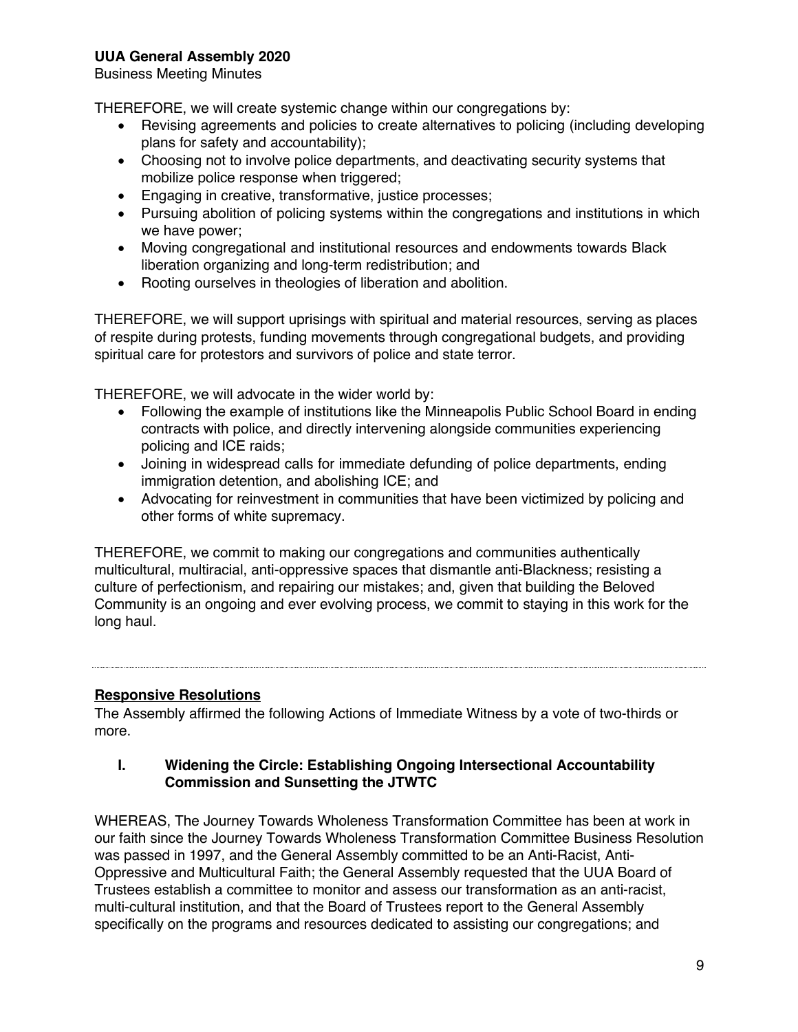THEREFORE, we will create systemic change within our congregations by:

- Revising agreements and policies to create alternatives to policing (including developing plans for safety and accountability);
- Choosing not to involve police departments, and deactivating security systems that mobilize police response when triggered;
- Engaging in creative, transformative, justice processes;
- Pursuing abolition of policing systems within the congregations and institutions in which we have power;
- Moving congregational and institutional resources and endowments towards Black liberation organizing and long-term redistribution; and
- Rooting ourselves in theologies of liberation and abolition.

THEREFORE, we will support uprisings with spiritual and material resources, serving as places of respite during protests, funding movements through congregational budgets, and providing spiritual care for protestors and survivors of police and state terror.

THEREFORE, we will advocate in the wider world by:

- Following the example of institutions like the Minneapolis Public School Board in ending contracts with police, and directly intervening alongside communities experiencing policing and ICE raids;
- Joining in widespread calls for immediate defunding of police departments, ending immigration detention, and abolishing ICE; and
- Advocating for reinvestment in communities that have been victimized by policing and other forms of white supremacy.

THEREFORE, we commit to making our congregations and communities authentically multicultural, multiracial, anti-oppressive spaces that dismantle anti-Blackness; resisting a culture of perfectionism, and repairing our mistakes; and, given that building the Beloved Community is an ongoing and ever evolving process, we commit to staying in this work for the long haul.

---

## Responsive Resolutions

The Assembly affirmed the following Actions of Immediate Witness by a vote of two-thirds or more.

### I. Widening the Circle: Establishing Ongoing Intersectional Accountability Commission and Sunsetting the JTWTC

WHEREAS, The Journey Towards Wholeness Transformation Committee has been at work in our faith since the Journey Towards Wholeness Transformation Committee Business Resolution was passed in 1997, and the General Assembly committed to be an Anti-Racist, Anti-Oppressive and Multicultural Faith; the General Assembly requested that the UUA Board of Trustees establish a committee to monitor and assess our transformation as an anti-racist, multi-cultural institution, and that the Board of Trustees report to the General Assembly specifically on the programs and resources dedicated to assisting our congregations; and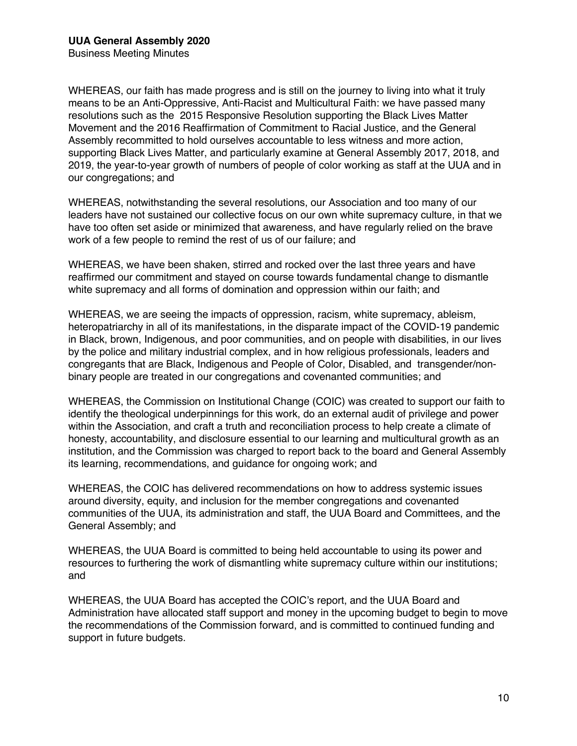WHEREAS, our faith has made progress and is still on the journey to living into what it truly means to be an Anti-Oppressive, Anti-Racist and Multicultural Faith: we have passed many resolutions such as the 2015 Responsive Resolution supporting the Black Lives Matter Movement and the 2016 Reaffirmation of Commitment to Racial Justice, and the General Assembly recommitted to hold ourselves accountable to less witness and more action, supporting Black Lives Matter, and particularly examine at General Assembly 2017, 2018, and 2019, the year-to-year growth of numbers of people of color working as staff at the UUA and in our congregations; and

WHEREAS, notwithstanding the several resolutions, our Association and too many of our leaders have not sustained our collective focus on our own white supremacy culture, in that we have too often set aside or minimized that awareness, and have regularly relied on the brave work of a few people to remind the rest of us of our failure; and

WHEREAS, we have been shaken, stirred and rocked over the last three years and have reaffirmed our commitment and stayed on course towards fundamental change to dismantle white supremacy and all forms of domination and oppression within our faith; and

WHEREAS, we are seeing the impacts of oppression, racism, white supremacy, ableism, heteropatriarchy in all of its manifestations, in the disparate impact of the COVID-19 pandemic in Black, brown, Indigenous, and poor communities, and on people with disabilities, in our lives by the police and military industrial complex, and in how religious professionals, leaders and congregants that are Black, Indigenous and People of Color, Disabled, and transgender/non-binary people are treated in our congregations and covenanted communities; and

WHEREAS, the Commission on Institutional Change (COIC) was created to support our faith to identify the theological underpinnings for this work, do an external audit of privilege and power within the Association, and craft a truth and reconciliation process to help create a climate of honesty, accountability, and disclosure essential to our learning and multicultural growth as an institution, and the Commission was charged to report back to the board and General Assembly its learning, recommendations, and guidance for ongoing work; and

WHEREAS, the COIC has delivered recommendations on how to address systemic issues around diversity, equity, and inclusion for the member congregations and covenanted communities of the UUA, its administration and staff, the UUA Board and Committees, and the General Assembly; and

WHEREAS, the UUA Board is committed to being held accountable to using its power and resources to furthering the work of dismantling white supremacy culture within our institutions; and

WHEREAS, the UUA Board has accepted the COIC's report, and the UUA Board and Administration have allocated staff support and money in the upcoming budget to begin to move the recommendations of the Commission forward, and is committed to continued funding and support in future budgets.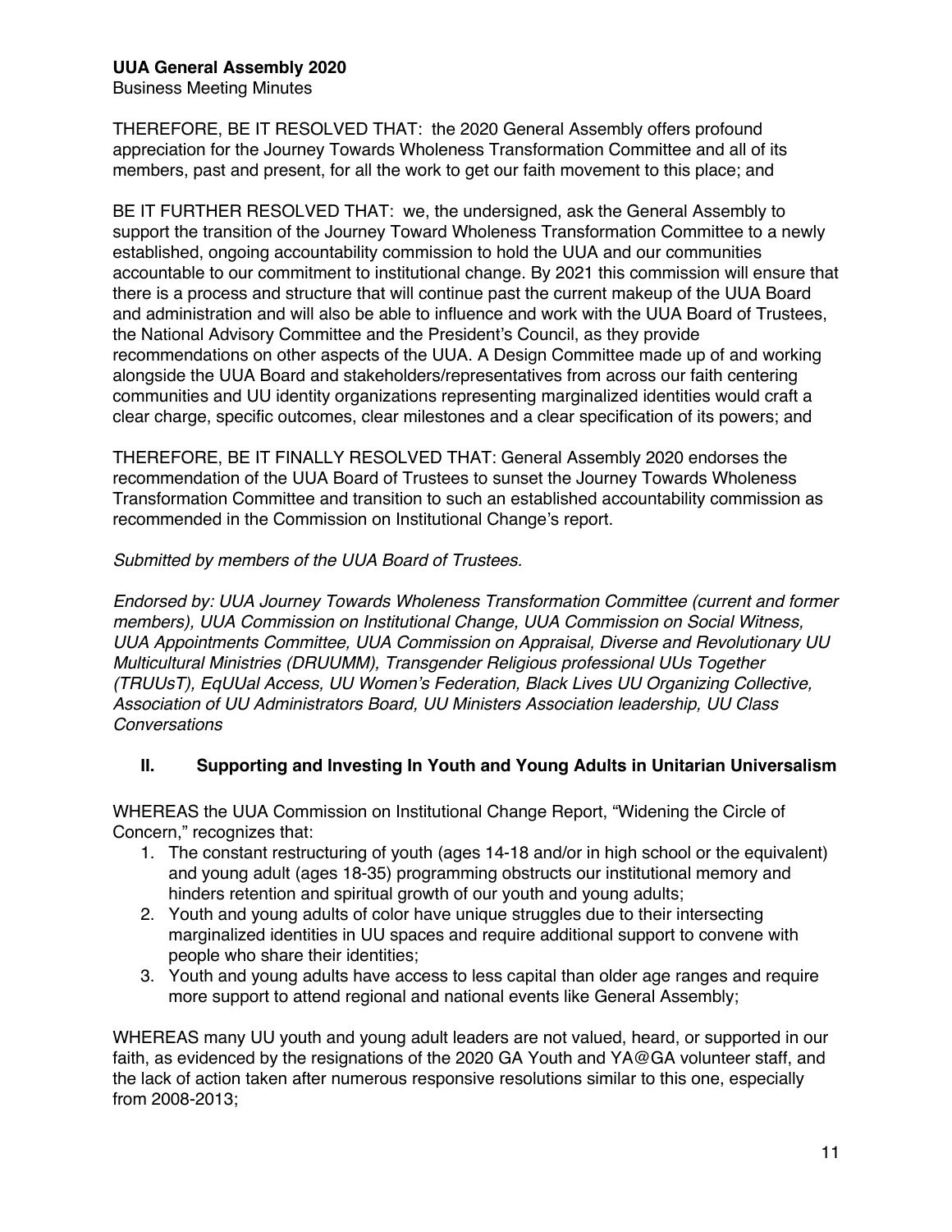THEREFORE, BE IT RESOLVED THAT: the 2020 General Assembly offers profound appreciation for the Journey Towards Wholeness Transformation Committee and all of its members, past and present, for all the work to get our faith movement to this place; and

BE IT FURTHER RESOLVED THAT: we, the undersigned, ask the General Assembly to support the transition of the Journey Toward Wholeness Transformation Committee to a newly established, ongoing accountability commission to hold the UUA and our communities accountable to our commitment to institutional change. By 2021 this commission will ensure that there is a process and structure that will continue past the current makeup of the UUA Board and administration and will also be able to influence and work with the UUA Board of Trustees, the National Advisory Committee and the President's Council, as they provide recommendations on other aspects of the UUA. A Design Committee made up of and working alongside the UUA Board and stakeholders/representatives from across our faith centering communities and UU identity organizations representing marginalized identities would craft a clear charge, specific outcomes, clear milestones and a clear specification of its powers; and

THEREFORE, BE IT FINALLY RESOLVED THAT: General Assembly 2020 endorses the recommendation of the UUA Board of Trustees to sunset the Journey Towards Wholeness Transformation Committee and transition to such an established accountability commission as recommended in the Commission on Institutional Change's report.

*Submitted by members of the UUA Board of Trustees.*

*Endorsed by: UUA Journey Towards Wholeness Transformation Committee (current and former members), UUA Commission on Institutional Change, UUA Commission on Social Witness, UUA Appointments Committee, UUA Commission on Appraisal, Diverse and Revolutionary UU Multicultural Ministries (DRUUMM), Transgender Religious professional UUs Together (TRUUsT), EqUUal Access, UU Women's Federation, Black Lives UU Organizing Collective, Association of UU Administrators Board, UU Ministers Association leadership, UU Class Conversations*

## II. Supporting and Investing In Youth and Young Adults in Unitarian Universalism

WHEREAS the UUA Commission on Institutional Change Report, "Widening the Circle of Concern," recognizes that:

1. The constant restructuring of youth (ages 14-18 and/or in high school or the equivalent) and young adult (ages 18-35) programming obstructs our institutional memory and hinders retention and spiritual growth of our youth and young adults;
2. Youth and young adults of color have unique struggles due to their intersecting marginalized identities in UU spaces and require additional support to convene with people who share their identities;
3. Youth and young adults have access to less capital than older age ranges and require more support to attend regional and national events like General Assembly;

WHEREAS many UU youth and young adult leaders are not valued, heard, or supported in our faith, as evidenced by the resignations of the 2020 GA Youth and YA@GA volunteer staff, and the lack of action taken after numerous responsive resolutions similar to this one, especially from 2008-2013;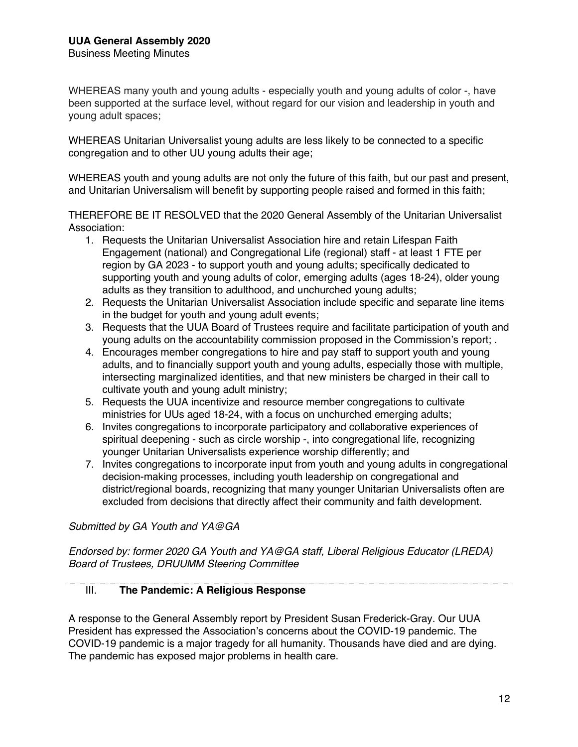WHEREAS many youth and young adults - especially youth and young adults of color -, have been supported at the surface level, without regard for our vision and leadership in youth and young adult spaces;

WHEREAS Unitarian Universalist young adults are less likely to be connected to a specific congregation and to other UU young adults their age;

WHEREAS youth and young adults are not only the future of this faith, but our past and present, and Unitarian Universalism will benefit by supporting people raised and formed in this faith;

THEREFORE BE IT RESOLVED that the 2020 General Assembly of the Unitarian Universalist Association:

1. Requests the Unitarian Universalist Association hire and retain Lifespan Faith Engagement (national) and Congregational Life (regional) staff - at least 1 FTE per region by GA 2023 - to support youth and young adults; specifically dedicated to supporting youth and young adults of color, emerging adults (ages 18-24), older young adults as they transition to adulthood, and unchurched young adults;
2. Requests the Unitarian Universalist Association include specific and separate line items in the budget for youth and young adult events;
3. Requests that the UUA Board of Trustees require and facilitate participation of youth and young adults on the accountability commission proposed in the Commission's report; .
4. Encourages member congregations to hire and pay staff to support youth and young adults, and to financially support youth and young adults, especially those with multiple, intersecting marginalized identities, and that new ministers be charged in their call to cultivate youth and young adult ministry;
5. Requests the UUA incentivize and resource member congregations to cultivate ministries for UUs aged 18-24, with a focus on unchurched emerging adults;
6. Invites congregations to incorporate participatory and collaborative experiences of spiritual deepening - such as circle worship -, into congregational life, recognizing younger Unitarian Universalists experience worship differently; and
7. Invites congregations to incorporate input from youth and young adults in congregational decision-making processes, including youth leadership on congregational and district/regional boards, recognizing that many younger Unitarian Universalists often are excluded from decisions that directly affect their community and faith development.

*Submitted by GA Youth and YA@GA*

*Endorsed by: former 2020 GA Youth and YA@GA staff, Liberal Religious Educator (LREDA) Board of Trustees, DRUUMM Steering Committee*

---

## III. **The Pandemic: A Religious Response**

A response to the General Assembly report by President Susan Frederick-Gray. Our UUA President has expressed the Association's concerns about the COVID-19 pandemic. The COVID-19 pandemic is a major tragedy for all humanity. Thousands have died and are dying. The pandemic has exposed major problems in health care.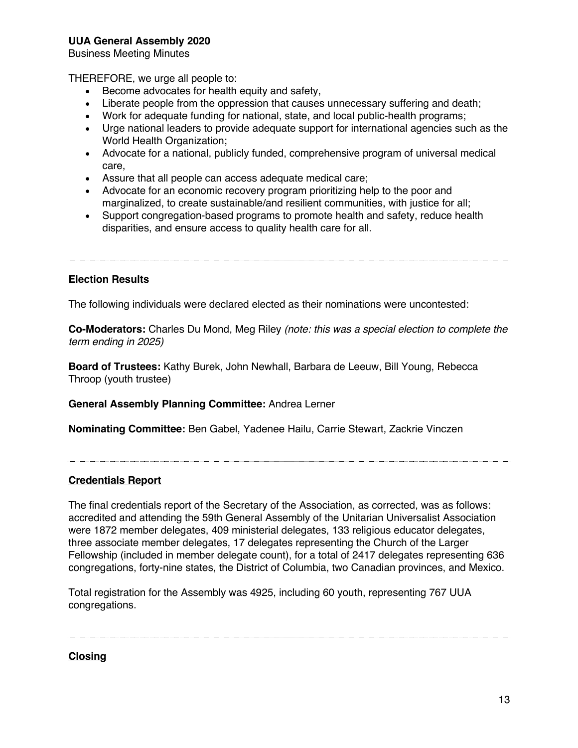THEREFORE, we urge all people to:

- Become advocates for health equity and safety,
- Liberate people from the oppression that causes unnecessary suffering and death;
- Work for adequate funding for national, state, and local public-health programs;
- Urge national leaders to provide adequate support for international agencies such as the World Health Organization;
- Advocate for a national, publicly funded, comprehensive program of universal medical care,
- Assure that all people can access adequate medical care;
- Advocate for an economic recovery program prioritizing help to the poor and marginalized, to create sustainable/and resilient communities, with justice for all;
- Support congregation-based programs to promote health and safety, reduce health disparities, and ensure access to quality health care for all.

---

## Election Results

The following individuals were declared elected as their nominations were uncontested:

**Co-Moderators:** Charles Du Mond, Meg Riley *(note: this was a special election to complete the term ending in 2025)*

**Board of Trustees:** Kathy Burek, John Newhall, Barbara de Leeuw, Bill Young, Rebecca Throop (youth trustee)

**General Assembly Planning Committee:** Andrea Lerner

**Nominating Committee:** Ben Gabel, Yadenee Hailu, Carrie Stewart, Zackrie Vinczen

---

## Credentials Report

The final credentials report of the Secretary of the Association, as corrected, was as follows: accredited and attending the 59th General Assembly of the Unitarian Universalist Association were 1872 member delegates, 409 ministerial delegates, 133 religious educator delegates, three associate member delegates, 17 delegates representing the Church of the Larger Fellowship (included in member delegate count), for a total of 2417 delegates representing 636 congregations, forty-nine states, the District of Columbia, two Canadian provinces, and Mexico.

Total registration for the Assembly was 4925, including 60 youth, representing 767 UUA congregations.

---

## Closing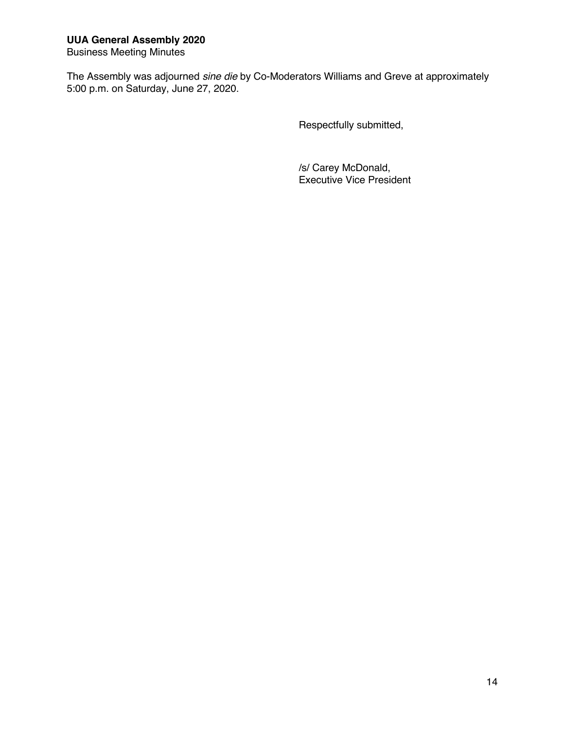The Assembly was adjourned *sine die* by Co-Moderators Williams and Greve at approximately 5:00 p.m. on Saturday, June 27, 2020.

Respectfully submitted,

/s/ Carey McDonald,
Executive Vice President